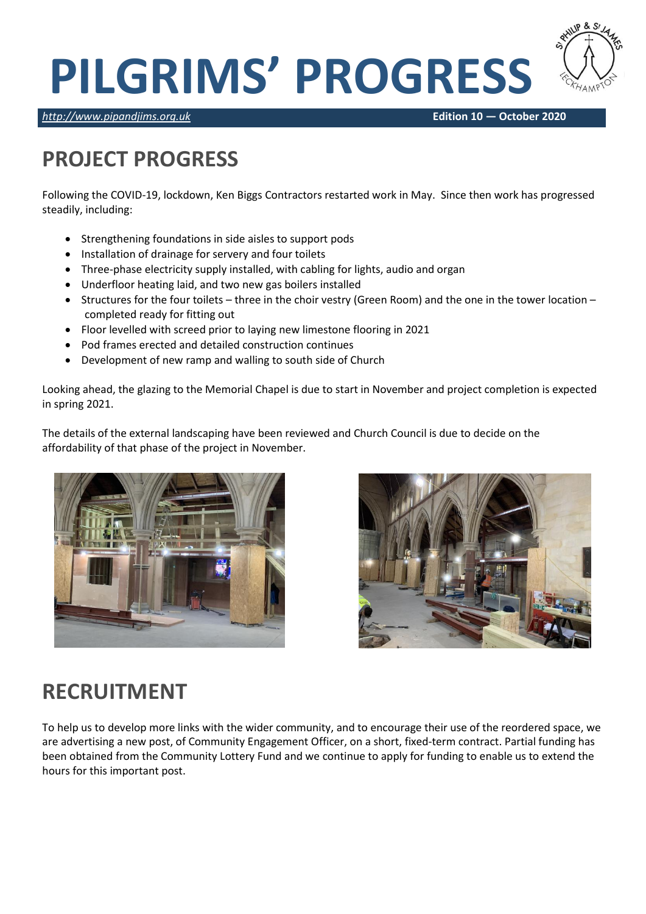# PILGRIMS' PROGRESS

*http://www.pipandjims.org.uk* **Edition 10 — October 2020**

## PROJECT PROGRESS

Following the COVID-19, lockdown, Ken Biggs Contractors restarted work in May. Since then work has progressed steadily, including:

- Strengthening foundations in side aisles to support pods
- Installation of drainage for servery and four toilets
- Three-phase electricity supply installed, with cabling for lights, audio and organ
- Underfloor heating laid, and two new gas boilers installed
- Structures for the four toilets – three in the choir vestry (Green Room) and the one in the tower location – completed ready for fitting out
- Floor levelled with screed prior to laying new limestone flooring in 2021
- Pod frames erected and detailed construction continues
- Development of new ramp and walling to south side of Church

Looking ahead, the glazing to the Memorial Chapel is due to start in November and project completion is expected in spring 2021.

The details of the external landscaping have been reviewed and Church Council is due to decide on the affordability of that phase of the project in November.

## RECRUITMENT

To help us to develop more links with the wider community, and to encourage their use of the reordered space, we are advertising a new post, of Community Engagement Officer, on a short, fixed-term contract. Partial funding has been obtained from the Community Lottery Fund and we continue to apply for funding to enable us to extend the hours for this important post.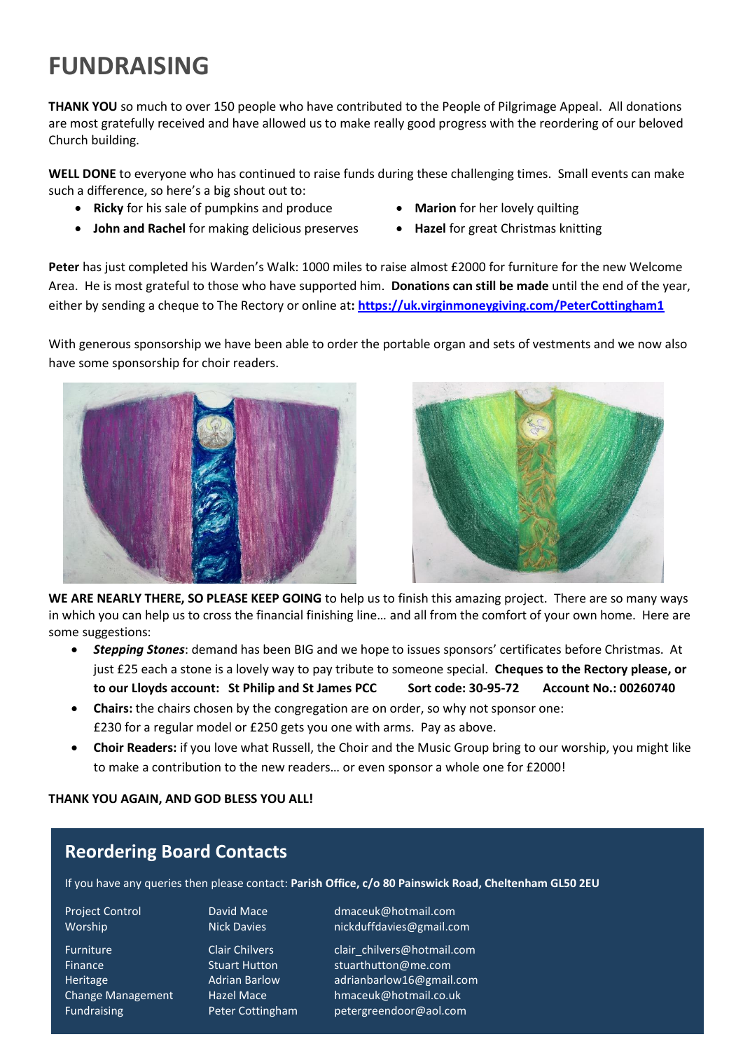# FUNDRAISING

**THANK YOU** so much to over 150 people who have contributed to the People of Pilgrimage Appeal. All donations are most gratefully received and have allowed us to make really good progress with the reordering of our beloved Church building.

**WELL DONE** to everyone who has continued to raise funds during these challenging times. Small events can make such a difference, so here's a big shout out to:

- **Ricky** for his sale of pumpkins and produce
- **John and Rachel** for making delicious preserves
- **Marion** for her lovely quilting
- **Hazel** for great Christmas knitting

**Peter** has just completed his Warden's Walk: 1000 miles to raise almost £2000 for furniture for the new Welcome Area. He is most grateful to those who have supported him. **Donations can still be made** until the end of the year, either by sending a cheque to The Rectory or online at**: https://uk.virginmoneygiving.com/PeterCottingham1**

With generous sponsorship we have been able to order the portable organ and sets of vestments and we now also have some sponsorship for choir readers.

**WE ARE NEARLY THERE, SO PLEASE KEEP GOING** to help us to finish this amazing project. There are so many ways in which you can help us to cross the financial finishing line… and all from the comfort of your own home. Here are some suggestions:

- ***Stepping Stones***: demand has been BIG and we hope to issues sponsors' certificates before Christmas. At just £25 each a stone is a lovely way to pay tribute to someone special. **Cheques to the Rectory please, or to our Lloyds account: St Philip and St James PCC Sort code: 30-95-72 Account No.: 00260740**
- **Chairs:** the chairs chosen by the congregation are on order, so why not sponsor one: £230 for a regular model or £250 gets you one with arms. Pay as above.
- **Choir Readers:** if you love what Russell, the Choir and the Music Group bring to our worship, you might like to make a contribution to the new readers… or even sponsor a whole one for £2000!

**THANK YOU AGAIN, AND GOD BLESS YOU ALL!**

## Reordering Board Contacts

If you have any queries then please contact: **Parish Office, c/o 80 Painswick Road, Cheltenham GL50 2EU**

| | | |
|---|---|---|
| Project Control | David Mace | dmaceuk@hotmail.com |
| Worship | Nick Davies | nickduffdavies@gmail.com |
| Furniture | Clair Chilvers | clair_chilvers@hotmail.com |
| Finance | Stuart Hutton | stuarthutton@me.com |
| Heritage | Adrian Barlow | adrianbarlow16@gmail.com |
| Change Management | Hazel Mace | hmaceuk@hotmail.co.uk |
| Fundraising | Peter Cottingham | petergreendoor@aol.com |